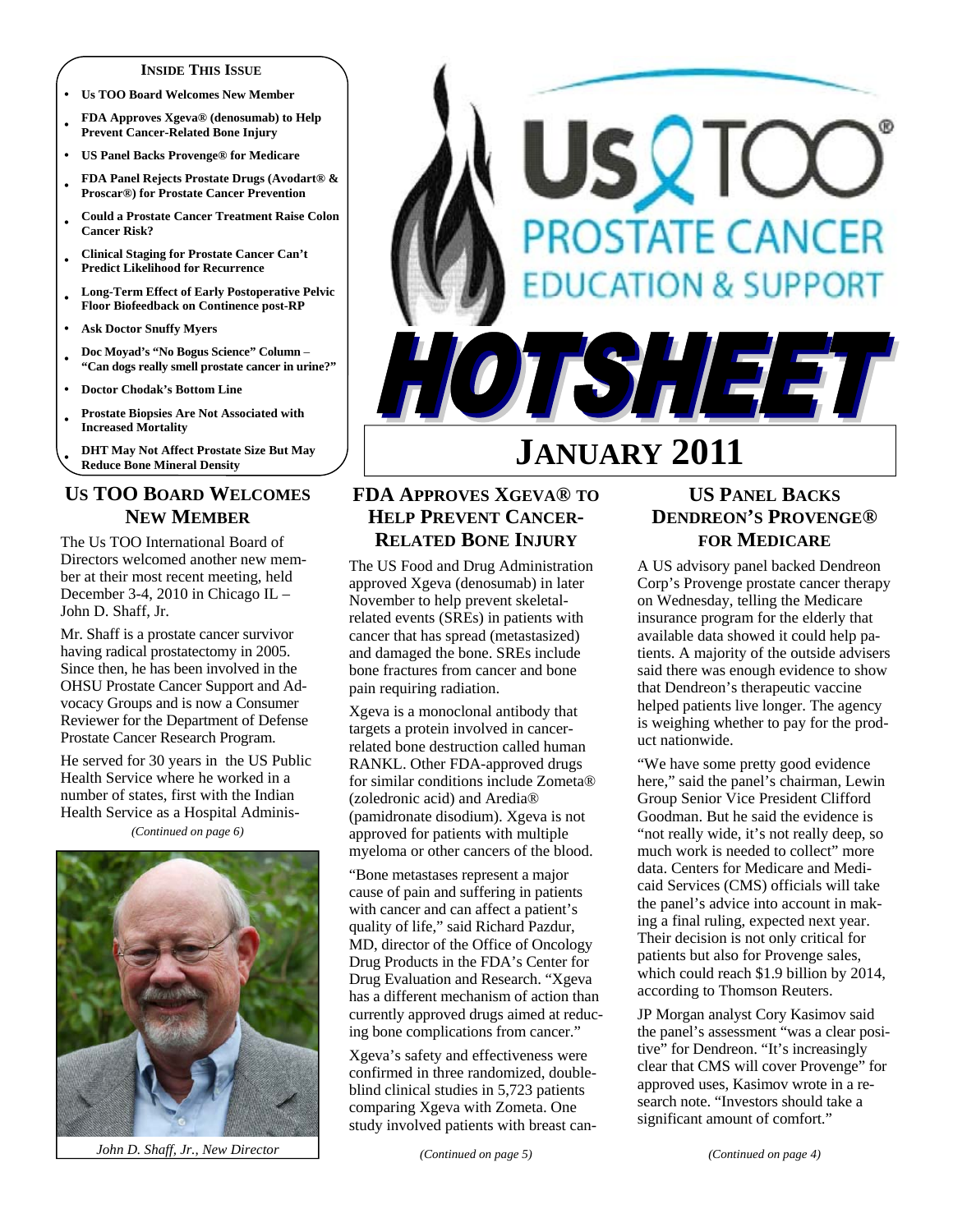# Us TOO Prostate Cancer Education & Support

# HOTSHEET

## JANUARY 2011

**INSIDE THIS ISSUE**

- **Us TOO Board Welcomes New Member**
- **FDA Approves Xgeva® (denosumab) to Help Prevent Cancer-Related Bone Injury**
- **US Panel Backs Provenge® for Medicare**
- **FDA Panel Rejects Prostate Drugs (Avodart® & Proscar®) for Prostate Cancer Prevention**
- **Could a Prostate Cancer Treatment Raise Colon Cancer Risk?**
- **Clinical Staging for Prostate Cancer Can't Predict Likelihood for Recurrence**
- **Long-Term Effect of Early Postoperative Pelvic Floor Biofeedback on Continence post-RP**
- **Ask Doctor Snuffy Myers**
- **Doc Moyad's "No Bogus Science" Column – "Can dogs really smell prostate cancer in urine?"**
- **Doctor Chodak's Bottom Line**
- **Prostate Biopsies Are Not Associated with Increased Mortality**
- **DHT May Not Affect Prostate Size But May Reduce Bone Mineral Density**

## US TOO BOARD WELCOMES NEW MEMBER

The Us TOO International Board of Directors welcomed another new member at their most recent meeting, held December 3-4, 2010 in Chicago IL – John D. Shaff, Jr.

Mr. Shaff is a prostate cancer survivor having radical prostatectomy in 2005. Since then, he has been involved in the OHSU Prostate Cancer Support and Advocacy Groups and is now a Consumer Reviewer for the Department of Defense Prostate Cancer Research Program.

He served for 30 years in the US Public Health Service where he worked in a number of states, first with the Indian Health Service as a Hospital Adminis-

*(Continued on page 6)*

*John D. Shaff, Jr., New Director*

## FDA APPROVES XGEVA® TO HELP PREVENT CANCER-RELATED BONE INJURY

The US Food and Drug Administration approved Xgeva (denosumab) in later November to help prevent skeletal-related events (SREs) in patients with cancer that has spread (metastasized) and damaged the bone. SREs include bone fractures from cancer and bone pain requiring radiation.

Xgeva is a monoclonal antibody that targets a protein involved in cancer-related bone destruction called human RANKL. Other FDA-approved drugs for similar conditions include Zometa® (zoledronic acid) and Aredia® (pamidronate disodium). Xgeva is not approved for patients with multiple myeloma or other cancers of the blood.

"Bone metastases represent a major cause of pain and suffering in patients with cancer and can affect a patient's quality of life," said Richard Pazdur, MD, director of the Office of Oncology Drug Products in the FDA's Center for Drug Evaluation and Research. "Xgeva has a different mechanism of action than currently approved drugs aimed at reducing bone complications from cancer."

Xgeva's safety and effectiveness were confirmed in three randomized, double-blind clinical studies in 5,723 patients comparing Xgeva with Zometa. One study involved patients with breast can-

*(Continued on page 5)*

## US PANEL BACKS DENDREON'S PROVENGE® FOR MEDICARE

A US advisory panel backed Dendreon Corp's Provenge prostate cancer therapy on Wednesday, telling the Medicare insurance program for the elderly that available data showed it could help patients. A majority of the outside advisers said there was enough evidence to show that Dendreon's therapeutic vaccine helped patients live longer. The agency is weighing whether to pay for the product nationwide.

"We have some pretty good evidence here," said the panel's chairman, Lewin Group Senior Vice President Clifford Goodman. But he said the evidence is "not really wide, it's not really deep, so much work is needed to collect" more data. Centers for Medicare and Medicaid Services (CMS) officials will take the panel's advice into account in making a final ruling, expected next year. Their decision is not only critical for patients but also for Provenge sales, which could reach $1.9 billion by 2014, according to Thomson Reuters.

JP Morgan analyst Cory Kasimov said the panel's assessment "was a clear positive" for Dendreon. "It's increasingly clear that CMS will cover Provenge" for approved uses, Kasimov wrote in a research note. "Investors should take a significant amount of comfort."

*(Continued on page 4)*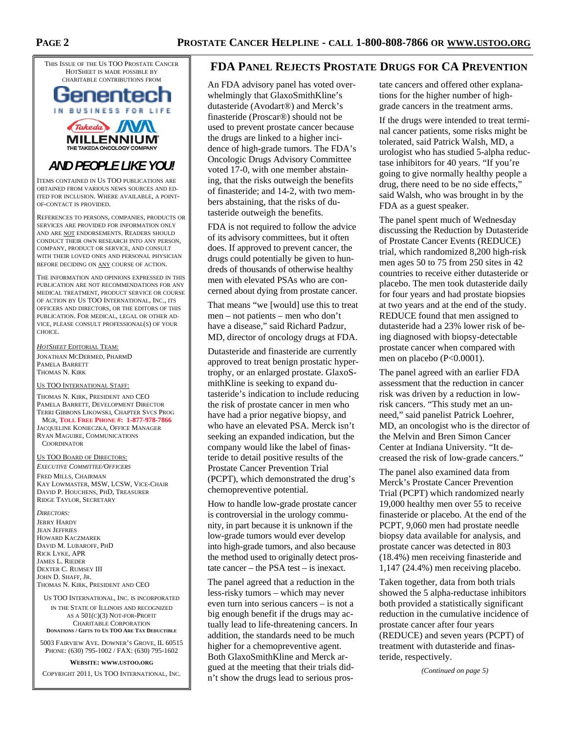## FDA Panel Rejects Prostate Drugs for CA Prevention

An FDA advisory panel has voted overwhelmingly that GlaxoSmithKline's dutasteride (Avodart®) and Merck's finasteride (Proscar®) should not be used to prevent prostate cancer because the drugs are linked to a higher incidence of high-grade tumors. The FDA's Oncologic Drugs Advisory Committee voted 17-0, with one member abstaining, that the risks of finasteride outweigh the benefits of finasteride; and 14-2, with two members abstaining, that the risks of dutasteride outweigh the benefits.

FDA is not required to follow the advice of its advisory committees, but it often does. If approved to prevent cancer, the drugs could potentially be given to hundreds of thousands of otherwise healthy men with elevated PSAs who are concerned about dying from prostate cancer.

That means "we [would] use this to treat men – not patients – men who don't have a disease," said Richard Padzur, MD, director of oncology drugs at FDA.

Dutasteride and finasteride are currently approved to treat benign prostatic hypertrophy, or an enlarged prostate. GlaxoSmithKline is seeking to expand dutasteride's indication to include reducing the risk of prostate cancer in men who have had a prior negative biopsy, and who have an elevated PSA. Merck isn't seeking an expanded indication, but the company would like the label of finasteride to detail positive results of the Prostate Cancer Prevention Trial (PCPT), which demonstrated the drug's chemopreventive potential.

How to handle low-grade prostate cancer is controversial in the urology community, in part because it is unknown if the low-grade tumors would ever develop into high-grade tumors, and also because the method used to originally detect prostate cancer – the PSA test – is inexact.

The panel agreed that a reduction in the less-risky tumors – which may never even turn into serious cancers – is not a big enough benefit if the drugs may actually lead to life-threatening cancers. In addition, the standards need to be much higher for a chemopreventive agent. Both GlaxoSmithKline and Merck argued at the meeting that their trials didn't show the drugs lead to serious prostate cancers and offered other explanations for the higher number of high-grade cancers in the treatment arms.

If the drugs were intended to treat terminal cancer patients, some risks might be tolerated, said Patrick Walsh, MD, a urologist who has studied 5-alpha reductase inhibitors for 40 years. "If you're going to give normally healthy people a drug, there need to be no side effects," said Walsh, who was brought in by the FDA as a guest speaker.

The panel spent much of Wednesday discussing the Reduction by Dutasteride of Prostate Cancer Events (REDUCE) trial, which randomized 8,200 high-risk men ages 50 to 75 from 250 sites in 42 countries to receive either dutasteride or placebo. The men took dutasteride daily for four years and had prostate biopsies at two years and at the end of the study. REDUCE found that men assigned to dutasteride had a 23% lower risk of being diagnosed with biopsy-detectable prostate cancer when compared with men on placebo ($P<0.0001$).

The panel agreed with an earlier FDA assessment that the reduction in cancer risk was driven by a reduction in low-risk cancers. "This study met an unneed," said panelist Patrick Loehrer, MD, an oncologist who is the director of the Melvin and Bren Simon Cancer Center at Indiana University. "It decreased the risk of low-grade cancers."

The panel also examined data from Merck's Prostate Cancer Prevention Trial (PCPT) which randomized nearly 19,000 healthy men over 55 to receive finasteride or placebo. At the end of the PCPT, 9,060 men had prostate needle biopsy data available for analysis, and prostate cancer was detected in 803 (18.4%) men receiving finasteride and 1,147 (24.4%) men receiving placebo.

Taken together, data from both trials showed the 5 alpha-reductase inhibitors both provided a statistically significant reduction in the cumulative incidence of prostate cancer after four years (REDUCE) and seven years (PCPT) of treatment with dutasteride and finasteride, respectively.

*(Continued on page 5)*

---

This issue of the Us TOO Prostate Cancer HotSheet is made possible by charitable contributions from

Genentech — In Business for Life

Takeda / Millennium — The Takeda Oncology Company

***AND PEOPLE LIKE YOU!***

Items contained in Us TOO publications are obtained from various news sources and edited for inclusion. Where available, a point-of-contact is provided.

References to persons, companies, products or services are provided for information only and are NOT endorsements. Readers should conduct their own research into any person, company, product or service, and consult with their loved ones and personal physician before deciding on ANY course of action.

The information and opinions expressed in this publication are not recommendations for any medical treatment, product service or course of action by Us TOO International, Inc., its officers and directors, or the editors of this publication. For medical, legal or other advice, please consult professional(s) of your choice.

*HotSheet* Editorial Team:
Jonathan McDermed, PharmD
Pamela Barrett
Thomas N. Kirk

Us TOO International Staff:
Thomas N. Kirk, President and CEO
Pamela Barrett, Development Director
Terri Gibbons Likowski, Chapter Svcs Prog Mgr, **Toll Free Phone #: 1-877-978-7866**
Jacqueline Konieczka, Office Manager
Ryan Maguire, Communications Coordinator

Us TOO Board of Directors:
*Executive Committee/Officers*
Fred Mills, Chairman
Kay Lowmaster, MSW, LCSW, Vice-Chair
David P. Houchens, PhD, Treasurer
Ridge Taylor, Secretary

*Directors:*
Jerry Hardy
Jean Jeffries
Howard Kaczmarek
David M. Lubaroff, PhD
Rick Lyke, APR
James L. Rieder
Dexter C. Rumsey III
John D. Shaff, Jr.
Thomas N. Kirk, President and CEO

Us TOO International, Inc. is incorporated in the State of Illinois and recognized as a 501(c)(3) not-for-profit charitable corporation
**Donations / Gifts to Us TOO Are Tax Deductible**

5003 Fairview Ave. Downer's Grove, IL 60515
Phone: (630) 795-1002 / Fax: (630) 795-1602

**Website: www.ustoo.org**

Copyright 2011, Us TOO International, Inc.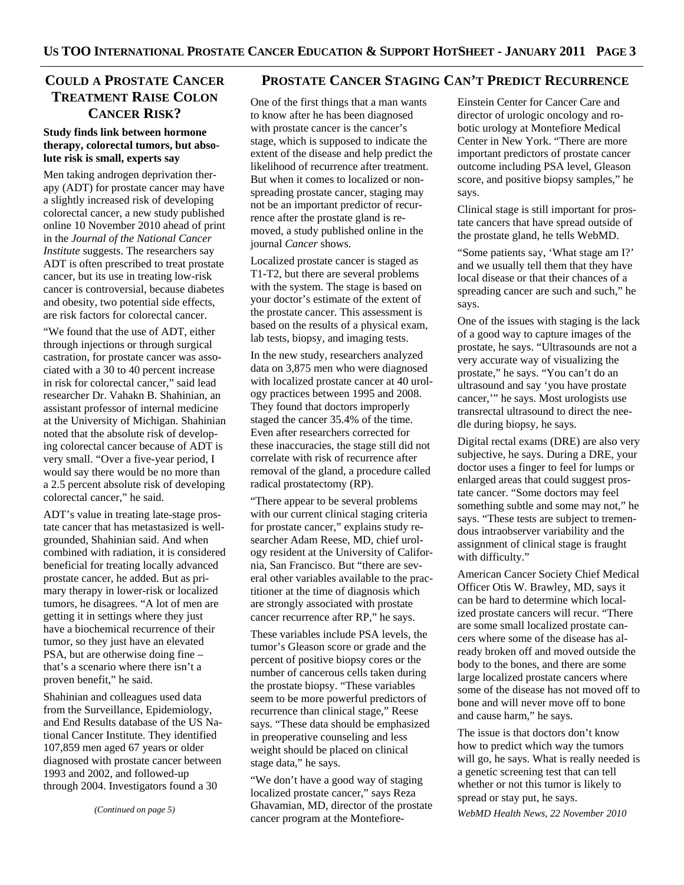## Could a Prostate Cancer Treatment Raise Colon Cancer Risk?

**Study finds link between hormone therapy, colorectal tumors, but absolute risk is small, experts say**

Men taking androgen deprivation therapy (ADT) for prostate cancer may have a slightly increased risk of developing colorectal cancer, a new study published online 10 November 2010 ahead of print in the *Journal of the National Cancer Institute* suggests. The researchers say ADT is often prescribed to treat prostate cancer, but its use in treating low-risk cancer is controversial, because diabetes and obesity, two potential side effects, are risk factors for colorectal cancer.

"We found that the use of ADT, either through injections or through surgical castration, for prostate cancer was associated with a 30 to 40 percent increase in risk for colorectal cancer," said lead researcher Dr. Vahakn B. Shahinian, an assistant professor of internal medicine at the University of Michigan. Shahinian noted that the absolute risk of developing colorectal cancer because of ADT is very small. "Over a five-year period, I would say there would be no more than a 2.5 percent absolute risk of developing colorectal cancer," he said.

ADT's value in treating late-stage prostate cancer that has metastasized is well-grounded, Shahinian said. And when combined with radiation, it is considered beneficial for treating locally advanced prostate cancer, he added. But as primary therapy in lower-risk or localized tumors, he disagrees. "A lot of men are getting it in settings where they just have a biochemical recurrence of their tumor, so they just have an elevated PSA, but are otherwise doing fine – that's a scenario where there isn't a proven benefit," he said.

Shahinian and colleagues used data from the Surveillance, Epidemiology, and End Results database of the US National Cancer Institute. They identified 107,859 men aged 67 years or older diagnosed with prostate cancer between 1993 and 2002, and followed-up through 2004. Investigators found a 30

*(Continued on page 5)*

## Prostate Cancer Staging Can't Predict Recurrence

One of the first things that a man wants to know after he has been diagnosed with prostate cancer is the cancer's stage, which is supposed to indicate the extent of the disease and help predict the likelihood of recurrence after treatment. But when it comes to localized or non-spreading prostate cancer, staging may not be an important predictor of recurrence after the prostate gland is removed, a study published online in the journal *Cancer* shows.

Localized prostate cancer is staged as T1-T2, but there are several problems with the system. The stage is based on your doctor's estimate of the extent of the prostate cancer. This assessment is based on the results of a physical exam, lab tests, biopsy, and imaging tests.

In the new study, researchers analyzed data on 3,875 men who were diagnosed with localized prostate cancer at 40 urology practices between 1995 and 2008. They found that doctors improperly staged the cancer 35.4% of the time. Even after researchers corrected for these inaccuracies, the stage still did not correlate with risk of recurrence after removal of the gland, a procedure called radical prostatectomy (RP).

"There appear to be several problems with our current clinical staging criteria for prostate cancer," explains study researcher Adam Reese, MD, chief urology resident at the University of California, San Francisco. But "there are several other variables available to the practitioner at the time of diagnosis which are strongly associated with prostate cancer recurrence after RP," he says.

These variables include PSA levels, the tumor's Gleason score or grade and the percent of positive biopsy cores or the number of cancerous cells taken during the prostate biopsy. "These variables seem to be more powerful predictors of recurrence than clinical stage," Reese says. "These data should be emphasized in preoperative counseling and less weight should be placed on clinical stage data," he says.

"We don't have a good way of staging localized prostate cancer," says Reza Ghavamian, MD, director of the prostate cancer program at the Montefiore-Einstein Center for Cancer Care and director of urologic oncology and robotic urology at Montefiore Medical Center in New York. "There are more important predictors of prostate cancer outcome including PSA level, Gleason score, and positive biopsy samples," he says.

Clinical stage is still important for prostate cancers that have spread outside of the prostate gland, he tells WebMD.

"Some patients say, 'What stage am I?' and we usually tell them that they have local disease or that their chances of a spreading cancer are such and such," he says.

One of the issues with staging is the lack of a good way to capture images of the prostate, he says. "Ultrasounds are not a very accurate way of visualizing the prostate," he says. "You can't do an ultrasound and say 'you have prostate cancer,'" he says. Most urologists use transrectal ultrasound to direct the needle during biopsy, he says.

Digital rectal exams (DRE) are also very subjective, he says. During a DRE, your doctor uses a finger to feel for lumps or enlarged areas that could suggest prostate cancer. "Some doctors may feel something subtle and some may not," he says. "These tests are subject to tremendous intraobserver variability and the assignment of clinical stage is fraught with difficulty."

American Cancer Society Chief Medical Officer Otis W. Brawley, MD, says it can be hard to determine which localized prostate cancers will recur. "There are some small localized prostate cancers where some of the disease has already broken off and moved outside the body to the bones, and there are some large localized prostate cancers where some of the disease has not moved off to bone and will never move off to bone and cause harm," he says.

The issue is that doctors don't know how to predict which way the tumors will go, he says. What is really needed is a genetic screening test that can tell whether or not this tumor is likely to spread or stay put, he says.

*WebMD Health News, 22 November 2010*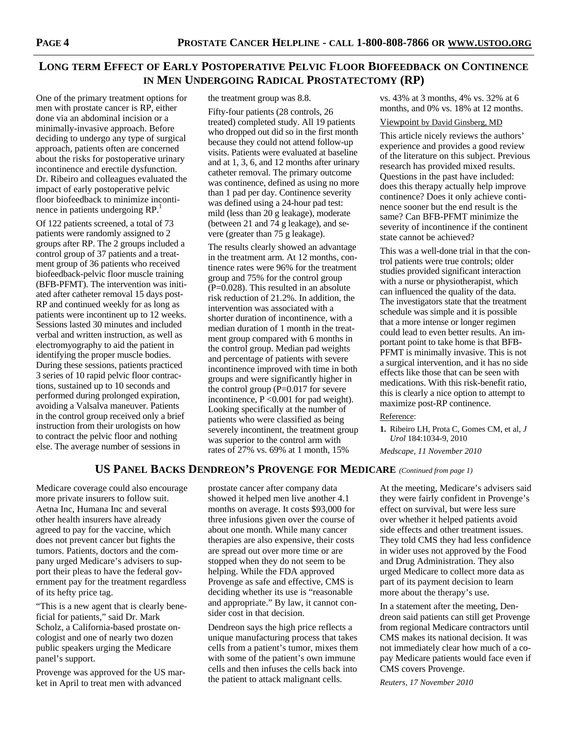## LONG TERM EFFECT OF EARLY POSTOPERATIVE PELVIC FLOOR BIOFEEDBACK ON CONTINENCE IN MEN UNDERGOING RADICAL PROSTATECTOMY (RP)

One of the primary treatment options for men with prostate cancer is RP, either done via an abdominal incision or a minimally-invasive approach. Before deciding to undergo any type of surgical approach, patients often are concerned about the risks for postoperative urinary incontinence and erectile dysfunction. Dr. Ribeiro and colleagues evaluated the impact of early postoperative pelvic floor biofeedback to minimize incontinence in patients undergoing RP.[1]

Of 122 patients screened, a total of 73 patients were randomly assigned to 2 groups after RP. The 2 groups included a control group of 37 patients and a treatment group of 36 patients who received biofeedback-pelvic floor muscle training (BFB-PFMT). The intervention was initiated after catheter removal 15 days post-RP and continued weekly for as long as patients were incontinent up to 12 weeks. Sessions lasted 30 minutes and included verbal and written instruction, as well as electromyography to aid the patient in identifying the proper muscle bodies. During these sessions, patients practiced 3 series of 10 rapid pelvic floor contractions, sustained up to 10 seconds and performed during prolonged expiration, avoiding a Valsalva maneuver. Patients in the control group received only a brief instruction from their urologists on how to contract the pelvic floor and nothing else. The average number of sessions in the treatment group was 8.8.

Fifty-four patients (28 controls, 26 treated) completed study. All 19 patients who dropped out did so in the first month because they could not attend follow-up visits. Patients were evaluated at baseline and at 1, 3, 6, and 12 months after urinary catheter removal. The primary outcome was continence, defined as using no more than 1 pad per day. Continence severity was defined using a 24-hour pad test: mild (less than 20 g leakage), moderate (between 21 and 74 g leakage), and severe (greater than 75 g leakage).

The results clearly showed an advantage in the treatment arm. At 12 months, continence rates were 96% for the treatment group and 75% for the control group ($P=0.028$). This resulted in an absolute risk reduction of 21.2%. In addition, the intervention was associated with a shorter duration of incontinence, with a median duration of 1 month in the treatment group compared with 6 months in the control group. Median pad weights and percentage of patients with severe incontinence improved with time in both groups and were significantly higher in the control group ($P=0.017$ for severe incontinence, $P<0.001$ for pad weight). Looking specifically at the number of patients who were classified as being severely incontinent, the treatment group was superior to the control arm with rates of 27% vs. 69% at 1 month, 15% vs. 43% at 3 months, 4% vs. 32% at 6 months, and 0% vs. 18% at 12 months.

Viewpoint by David Ginsberg, MD

This article nicely reviews the authors' experience and provides a good review of the literature on this subject. Previous research has provided mixed results. Questions in the past have included: does this therapy actually help improve continence? Does it only achieve continence sooner but the end result is the same? Can BFB-PFMT minimize the severity of incontinence if the continent state cannot be achieved?

This was a well-done trial in that the control patients were true controls; older studies provided significant interaction with a nurse or physiotherapist, which can influenced the quality of the data. The investigators state that the treatment schedule was simple and it is possible that a more intense or longer regimen could lead to even better results. An important point to take home is that BFB-PFMT is minimally invasive. This is not a surgical intervention, and it has no side effects like those that can be seen with medications. With this risk-benefit ratio, this is clearly a nice option to attempt to maximize post-RP continence.

Reference:

1. Ribeiro LH, Prota C, Gomes CM, et al, *J Urol* 184:1034-9, 2010

*Medscape, 11 November 2010*

## US PANEL BACKS DENDREON'S PROVENGE FOR MEDICARE *(Continued from page 1)*

Medicare coverage could also encourage more private insurers to follow suit. Aetna Inc, Humana Inc and several other health insurers have already agreed to pay for the vaccine, which does not prevent cancer but fights the tumors. Patients, doctors and the company urged Medicare's advisers to support their pleas to have the federal government pay for the treatment regardless of its hefty price tag.

"This is a new agent that is clearly beneficial for patients," said Dr. Mark Scholz, a California-based prostate oncologist and one of nearly two dozen public speakers urging the Medicare panel's support.

Provenge was approved for the US market in April to treat men with advanced prostate cancer after company data showed it helped men live another 4.1 months on average. It costs $93,000 for three infusions given over the course of about one month. While many cancer therapies are also expensive, their costs are spread out over more time or are stopped when they do not seem to be helping. While the FDA approved Provenge as safe and effective, CMS is deciding whether its use is "reasonable and appropriate." By law, it cannot consider cost in that decision.

Dendreon says the high price reflects a unique manufacturing process that takes cells from a patient's tumor, mixes them with some of the patient's own immune cells and then infuses the cells back into the patient to attack malignant cells.

At the meeting, Medicare's advisers said they were fairly confident in Provenge's effect on survival, but were less sure over whether it helped patients avoid side effects and other treatment issues. They told CMS they had less confidence in wider uses not approved by the Food and Drug Administration. They also urged Medicare to collect more data as part of its payment decision to learn more about the therapy's use.

In a statement after the meeting, Dendreon said patients can still get Provenge from regional Medicare contractors until CMS makes its national decision. It was not immediately clear how much of a copay Medicare patients would face even if CMS covers Provenge.

*Reuters, 17 November 2010*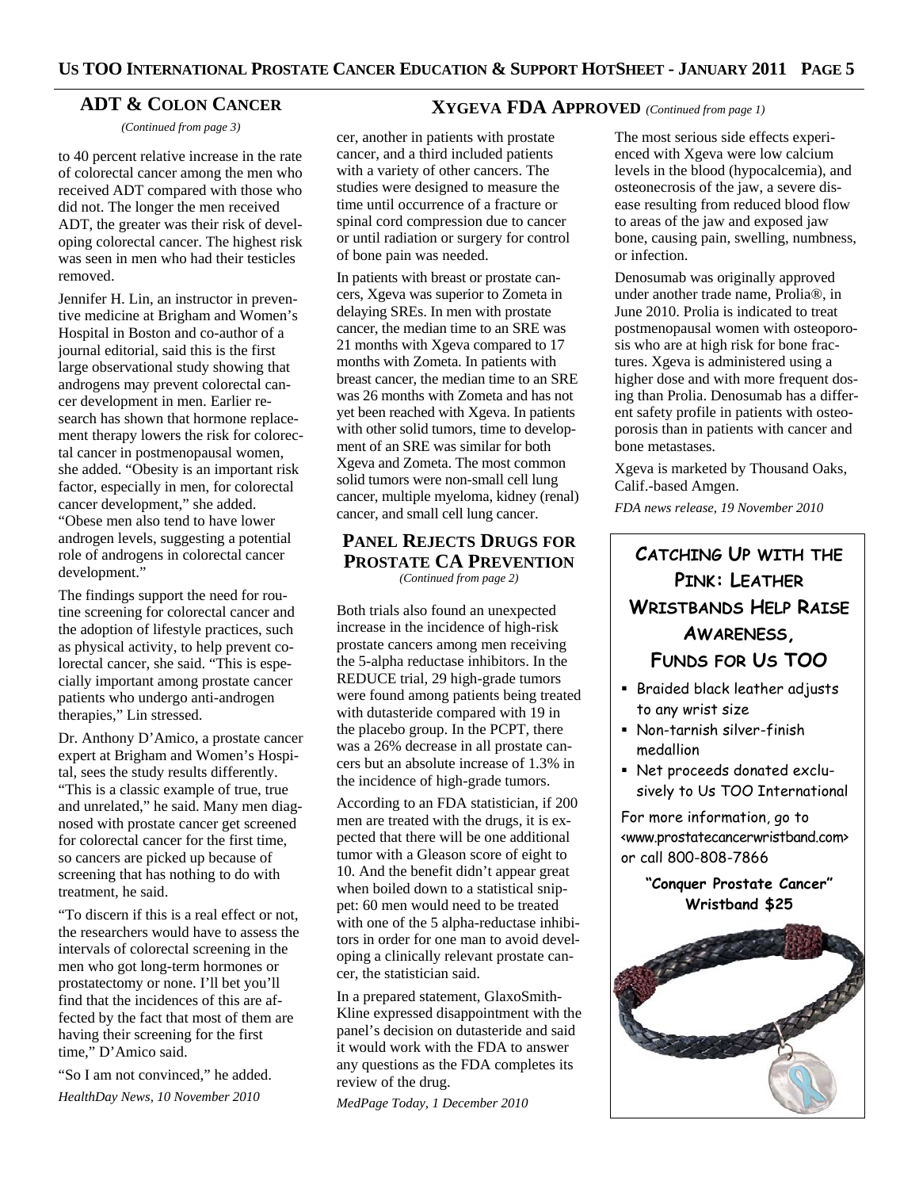## ADT & Colon Cancer

*(Continued from page 3)*

to 40 percent relative increase in the rate of colorectal cancer among the men who received ADT compared with those who did not. The longer the men received ADT, the greater was their risk of developing colorectal cancer. The highest risk was seen in men who had their testicles removed.

Jennifer H. Lin, an instructor in preventive medicine at Brigham and Women's Hospital in Boston and co-author of a journal editorial, said this is the first large observational study showing that androgens may prevent colorectal cancer development in men. Earlier research has shown that hormone replacement therapy lowers the risk for colorectal cancer in postmenopausal women, she added. "Obesity is an important risk factor, especially in men, for colorectal cancer development," she added. "Obese men also tend to have lower androgen levels, suggesting a potential role of androgens in colorectal cancer development."

The findings support the need for routine screening for colorectal cancer and the adoption of lifestyle practices, such as physical activity, to help prevent colorectal cancer, she said. "This is especially important among prostate cancer patients who undergo anti-androgen therapies," Lin stressed.

Dr. Anthony D'Amico, a prostate cancer expert at Brigham and Women's Hospital, sees the study results differently. "This is a classic example of true, true and unrelated," he said. Many men diagnosed with prostate cancer get screened for colorectal cancer for the first time, so cancers are picked up because of screening that has nothing to do with treatment, he said.

"To discern if this is a real effect or not, the researchers would have to assess the intervals of colorectal screening in the men who got long-term hormones or prostatectomy or none. I'll bet you'll find that the incidences of this are affected by the fact that most of them are having their screening for the first time," D'Amico said.

"So I am not convinced," he added.

*HealthDay News, 10 November 2010*

## Xgeva FDA Approved

*(Continued from page 1)*

cer, another in patients with prostate cancer, and a third included patients with a variety of other cancers. The studies were designed to measure the time until occurrence of a fracture or spinal cord compression due to cancer or until radiation or surgery for control of bone pain was needed.

In patients with breast or prostate cancers, Xgeva was superior to Zometa in delaying SREs. In men with prostate cancer, the median time to an SRE was 21 months with Xgeva compared to 17 months with Zometa. In patients with breast cancer, the median time to an SRE was 26 months with Zometa and has not yet been reached with Xgeva. In patients with other solid tumors, time to development of an SRE was similar for both Xgeva and Zometa. The most common solid tumors were non-small cell lung cancer, multiple myeloma, kidney (renal) cancer, and small cell lung cancer.

The most serious side effects experienced with Xgeva were low calcium levels in the blood (hypocalcemia), and osteonecrosis of the jaw, a severe disease resulting from reduced blood flow to areas of the jaw and exposed jaw bone, causing pain, swelling, numbness, or infection.

Denosumab was originally approved under another trade name, Prolia®, in June 2010. Prolia is indicated to treat postmenopausal women with osteoporosis who are at high risk for bone fractures. Xgeva is administered using a higher dose and with more frequent dosing than Prolia. Denosumab has a different safety profile in patients with osteoporosis than in patients with cancer and bone metastases.

Xgeva is marketed by Thousand Oaks, Calif.-based Amgen.

*FDA news release, 19 November 2010*

## Panel Rejects Drugs for Prostate CA Prevention

*(Continued from page 2)*

Both trials also found an unexpected increase in the incidence of high-risk prostate cancers among men receiving the 5-alpha reductase inhibitors. In the REDUCE trial, 29 high-grade tumors were found among patients being treated with dutasteride compared with 19 in the placebo group. In the PCPT, there was a 26% decrease in all prostate cancers but an absolute increase of 1.3% in the incidence of high-grade tumors.

According to an FDA statistician, if 200 men are treated with the drugs, it is expected that there will be one additional tumor with a Gleason score of eight to 10. And the benefit didn't appear great when boiled down to a statistical snippet: 60 men would need to be treated with one of the 5 alpha-reductase inhibitors in order for one man to avoid developing a clinically relevant prostate cancer, the statistician said.

In a prepared statement, GlaxoSmithKline expressed disappointment with the panel's decision on dutasteride and said it would work with the FDA to answer any questions as the FDA completes its review of the drug.

*MedPage Today, 1 December 2010*

## Catching Up with the Pink: Leather Wristbands Help Raise Awareness, Funds for Us TOO

- Braided black leather adjusts to any wrist size
- Non-tarnish silver-finish medallion
- Net proceeds donated exclusively to Us TOO International

For more information, go to <www.prostatecancerwristband.com> or call 800-808-7866

**"Conquer Prostate Cancer" Wristband $25**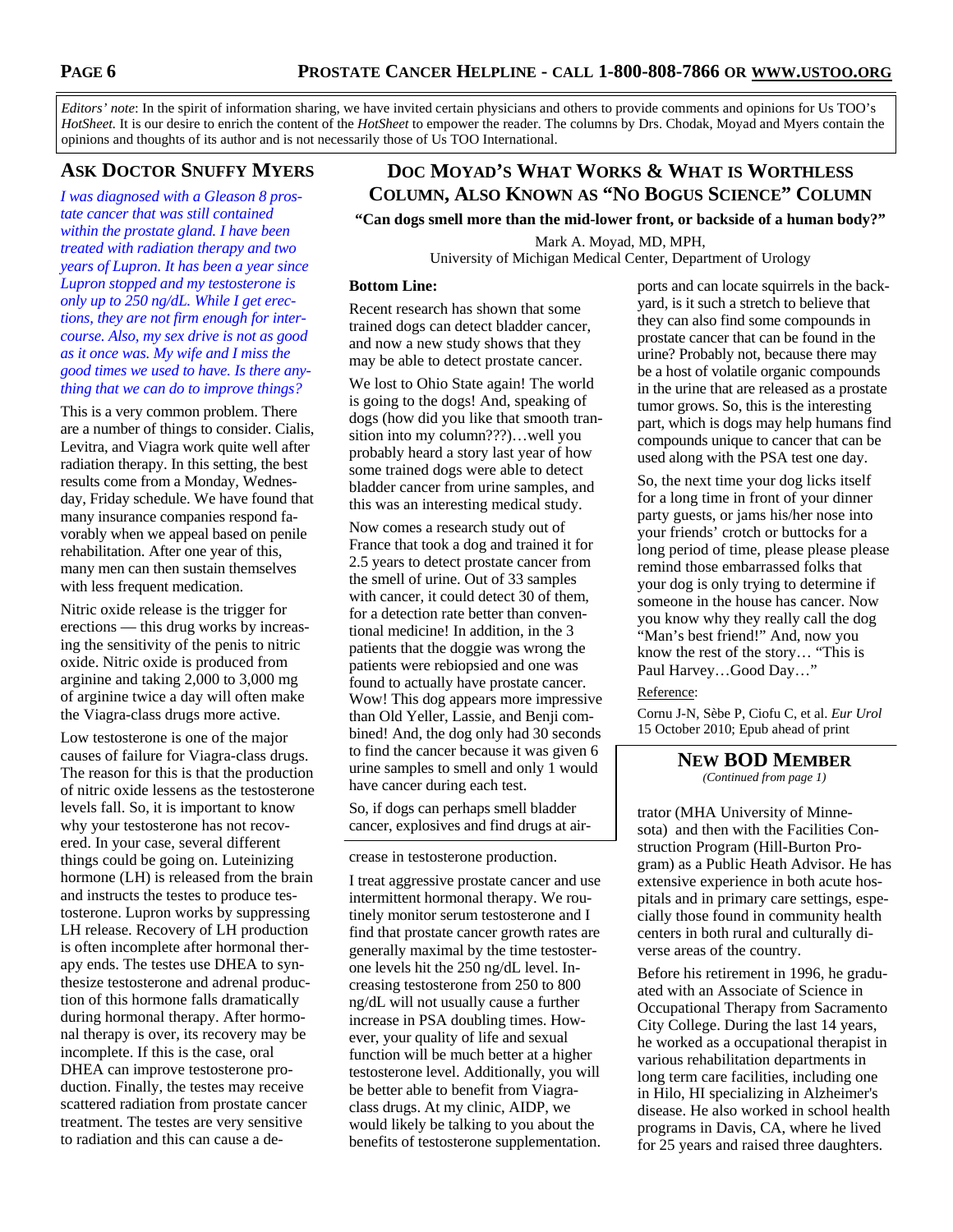*Editors' note*: In the spirit of information sharing, we have invited certain physicians and others to provide comments and opinions for Us TOO's *HotSheet*. It is our desire to enrich the content of the *HotSheet* to empower the reader. The columns by Drs. Chodak, Moyad and Myers contain the opinions and thoughts of its author and is not necessarily those of Us TOO International.

## Ask Doctor Snuffy Myers

*I was diagnosed with a Gleason 8 prostate cancer that was still contained within the prostate gland. I have been treated with radiation therapy and two years of Lupron. It has been a year since Lupron stopped and my testosterone is only up to 250 ng/dL. While I get erections, they are not firm enough for intercourse. Also, my sex drive is not as good as it once was. My wife and I miss the good times we used to have. Is there anything that we can do to improve things?*

This is a very common problem. There are a number of things to consider. Cialis, Levitra, and Viagra work quite well after radiation therapy. In this setting, the best results come from a Monday, Wednesday, Friday schedule. We have found that many insurance companies respond favorably when we appeal based on penile rehabilitation. After one year of this, many men can then sustain themselves with less frequent medication.

Nitric oxide release is the trigger for erections — this drug works by increasing the sensitivity of the penis to nitric oxide. Nitric oxide is produced from arginine and taking 2,000 to 3,000 mg of arginine twice a day will often make the Viagra-class drugs more active.

Low testosterone is one of the major causes of failure for Viagra-class drugs. The reason for this is that the production of nitric oxide lessens as the testosterone levels fall. So, it is important to know why your testosterone has not recovered. In your case, several different things could be going on. Luteinizing hormone (LH) is released from the brain and instructs the testes to produce testosterone. Lupron works by suppressing LH release. Recovery of LH production is often incomplete after hormonal therapy ends. The testes use DHEA to synthesize testosterone and adrenal production of this hormone falls dramatically during hormonal therapy. After hormonal therapy is over, its recovery may be incomplete. If this is the case, oral DHEA can improve testosterone production. Finally, the testes may receive scattered radiation from prostate cancer treatment. The testes are very sensitive to radiation and this can cause a decrease in testosterone production.

I treat aggressive prostate cancer and use intermittent hormonal therapy. We routinely monitor serum testosterone and I find that prostate cancer growth rates are generally maximal by the time testosterone levels hit the 250 ng/dL level. Increasing testosterone from 250 to 800 ng/dL will not usually cause a further increase in PSA doubling times. However, your quality of life and sexual function will be much better at a higher testosterone level. Additionally, you will be better able to benefit from Viagra-class drugs. At my clinic, AIDP, we would likely be talking to you about the benefits of testosterone supplementation.

## Doc Moyad's What Works & What is Worthless Column, Also Known as "No Bogus Science" Column

**"Can dogs smell more than the mid-lower front, or backside of a human body?"**

Mark A. Moyad, MD, MPH,
University of Michigan Medical Center, Department of Urology

**Bottom Line:**

Recent research has shown that some trained dogs can detect bladder cancer, and now a new study shows that they may be able to detect prostate cancer.

We lost to Ohio State again! The world is going to the dogs! And, speaking of dogs (how did you like that smooth transition into my column???)…well you probably heard a story last year of how some trained dogs were able to detect bladder cancer from urine samples, and this was an interesting medical study.

Now comes a research study out of France that took a dog and trained it for 2.5 years to detect prostate cancer from the smell of urine. Out of 33 samples with cancer, it could detect 30 of them, for a detection rate better than conventional medicine! In addition, in the 3 patients that the doggie was wrong the patients were rebiopsied and one was found to actually have prostate cancer. Wow! This dog appears more impressive than Old Yeller, Lassie, and Benji combined! And, the dog only had 30 seconds to find the cancer because it was given 6 urine samples to smell and only 1 would have cancer during each test.

So, if dogs can perhaps smell bladder cancer, explosives and find drugs at airports and can locate squirrels in the backyard, is it such a stretch to believe that they can also find some compounds in prostate cancer that can be found in the urine? Probably not, because there may be a host of volatile organic compounds in the urine that are released as a prostate tumor grows. So, this is the interesting part, which is dogs may help humans find compounds unique to cancer that can be used along with the PSA test one day.

So, the next time your dog licks itself for a long time in front of your dinner party guests, or jams his/her nose into your friends' crotch or buttocks for a long period of time, please please please remind those embarrassed folks that your dog is only trying to determine if someone in the house has cancer. Now you know why they really call the dog "Man's best friend!" And, now you know the rest of the story… "This is Paul Harvey…Good Day…"

Reference:

Cornu J-N, Sèbe P, Ciofu C, et al. *Eur Urol* 15 October 2010; Epub ahead of print

## New BOD Member

*(Continued from page 1)*

trator (MHA University of Minnesota) and then with the Facilities Construction Program (Hill-Burton Program) as a Public Heath Advisor. He has extensive experience in both acute hospitals and in primary care settings, especially those found in community health centers in both rural and culturally diverse areas of the country.

Before his retirement in 1996, he graduated with an Associate of Science in Occupational Therapy from Sacramento City College. During the last 14 years, he worked as a occupational therapist in various rehabilitation departments in long term care facilities, including one in Hilo, HI specializing in Alzheimer's disease. He also worked in school health programs in Davis, CA, where he lived for 25 years and raised three daughters.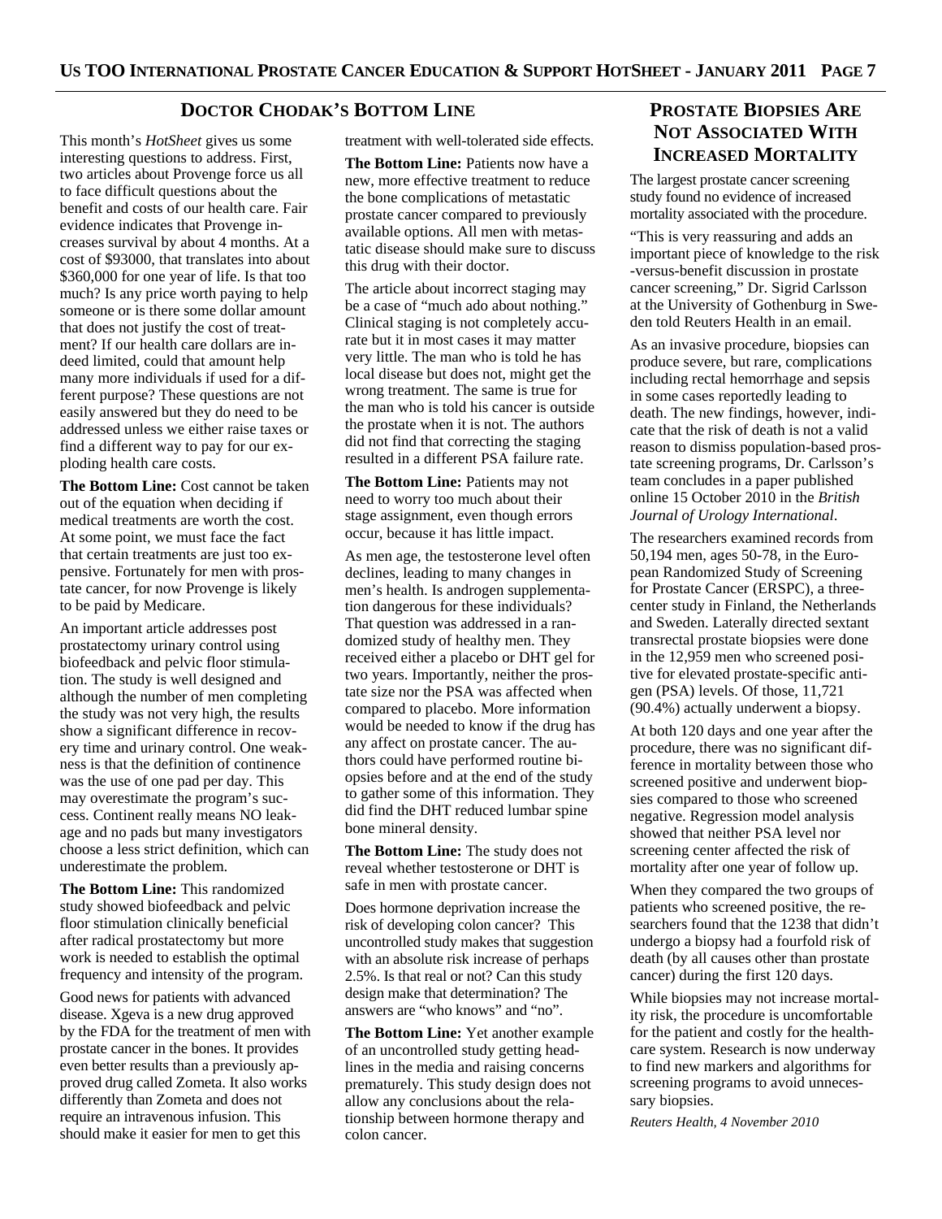## Doctor Chodak's Bottom Line

This month's *HotSheet* gives us some interesting questions to address. First, two articles about Provenge force us all to face difficult questions about the benefit and costs of our health care. Fair evidence indicates that Provenge increases survival by about 4 months. At a cost of $93000, that translates into about $360,000 for one year of life. Is that too much? Is any price worth paying to help someone or is there some dollar amount that does not justify the cost of treatment? If our health care dollars are indeed limited, could that amount help many more individuals if used for a different purpose? These questions are not easily answered but they do need to be addressed unless we either raise taxes or find a different way to pay for our exploding health care costs.

**The Bottom Line:** Cost cannot be taken out of the equation when deciding if medical treatments are worth the cost. At some point, we must face the fact that certain treatments are just too expensive. Fortunately for men with prostate cancer, for now Provenge is likely to be paid by Medicare.

An important article addresses post prostatectomy urinary control using biofeedback and pelvic floor stimulation. The study is well designed and although the number of men completing the study was not very high, the results show a significant difference in recovery time and urinary control. One weakness is that the definition of continence was the use of one pad per day. This may overestimate the program's success. Continent really means NO leakage and no pads but many investigators choose a less strict definition, which can underestimate the problem.

**The Bottom Line:** This randomized study showed biofeedback and pelvic floor stimulation clinically beneficial after radical prostatectomy but more work is needed to establish the optimal frequency and intensity of the program.

Good news for patients with advanced disease. Xgeva is a new drug approved by the FDA for the treatment of men with prostate cancer in the bones. It provides even better results than a previously approved drug called Zometa. It also works differently than Zometa and does not require an intravenous infusion. This should make it easier for men to get this treatment with well-tolerated side effects.

**The Bottom Line:** Patients now have a new, more effective treatment to reduce the bone complications of metastatic prostate cancer compared to previously available options. All men with metastatic disease should make sure to discuss this drug with their doctor.

The article about incorrect staging may be a case of "much ado about nothing." Clinical staging is not completely accurate but it in most cases it may matter very little. The man who is told he has local disease but does not, might get the wrong treatment. The same is true for the man who is told his cancer is outside the prostate when it is not. The authors did not find that correcting the staging resulted in a different PSA failure rate.

**The Bottom Line:** Patients may not need to worry too much about their stage assignment, even though errors occur, because it has little impact.

As men age, the testosterone level often declines, leading to many changes in men's health. Is androgen supplementation dangerous for these individuals? That question was addressed in a randomized study of healthy men. They received either a placebo or DHT gel for two years. Importantly, neither the prostate size nor the PSA was affected when compared to placebo. More information would be needed to know if the drug has any affect on prostate cancer. The authors could have performed routine biopsies before and at the end of the study to gather some of this information. They did find the DHT reduced lumbar spine bone mineral density.

**The Bottom Line:** The study does not reveal whether testosterone or DHT is safe in men with prostate cancer.

Does hormone deprivation increase the risk of developing colon cancer? This uncontrolled study makes that suggestion with an absolute risk increase of perhaps 2.5%. Is that real or not? Can this study design make that determination? The answers are "who knows" and "no".

**The Bottom Line:** Yet another example of an uncontrolled study getting headlines in the media and raising concerns prematurely. This study design does not allow any conclusions about the relationship between hormone therapy and colon cancer.

## Prostate Biopsies Are Not Associated With Increased Mortality

The largest prostate cancer screening study found no evidence of increased mortality associated with the procedure.

"This is very reassuring and adds an important piece of knowledge to the risk-versus-benefit discussion in prostate cancer screening," Dr. Sigrid Carlsson at the University of Gothenburg in Sweden told Reuters Health in an email.

As an invasive procedure, biopsies can produce severe, but rare, complications including rectal hemorrhage and sepsis in some cases reportedly leading to death. The new findings, however, indicate that the risk of death is not a valid reason to dismiss population-based prostate screening programs, Dr. Carlsson's team concludes in a paper published online 15 October 2010 in the *British Journal of Urology International*.

The researchers examined records from 50,194 men, ages 50-78, in the European Randomized Study of Screening for Prostate Cancer (ERSPC), a three-center study in Finland, the Netherlands and Sweden. Laterally directed sextant transrectal prostate biopsies were done in the 12,959 men who screened positive for elevated prostate-specific antigen (PSA) levels. Of those, 11,721 (90.4%) actually underwent a biopsy.

At both 120 days and one year after the procedure, there was no significant difference in mortality between those who screened positive and underwent biopsies compared to those who screened negative. Regression model analysis showed that neither PSA level nor screening center affected the risk of mortality after one year of follow up.

When they compared the two groups of patients who screened positive, the researchers found that the 1238 that didn't undergo a biopsy had a fourfold risk of death (by all causes other than prostate cancer) during the first 120 days.

While biopsies may not increase mortality risk, the procedure is uncomfortable for the patient and costly for the healthcare system. Research is now underway to find new markers and algorithms for screening programs to avoid unnecessary biopsies.

*Reuters Health, 4 November 2010*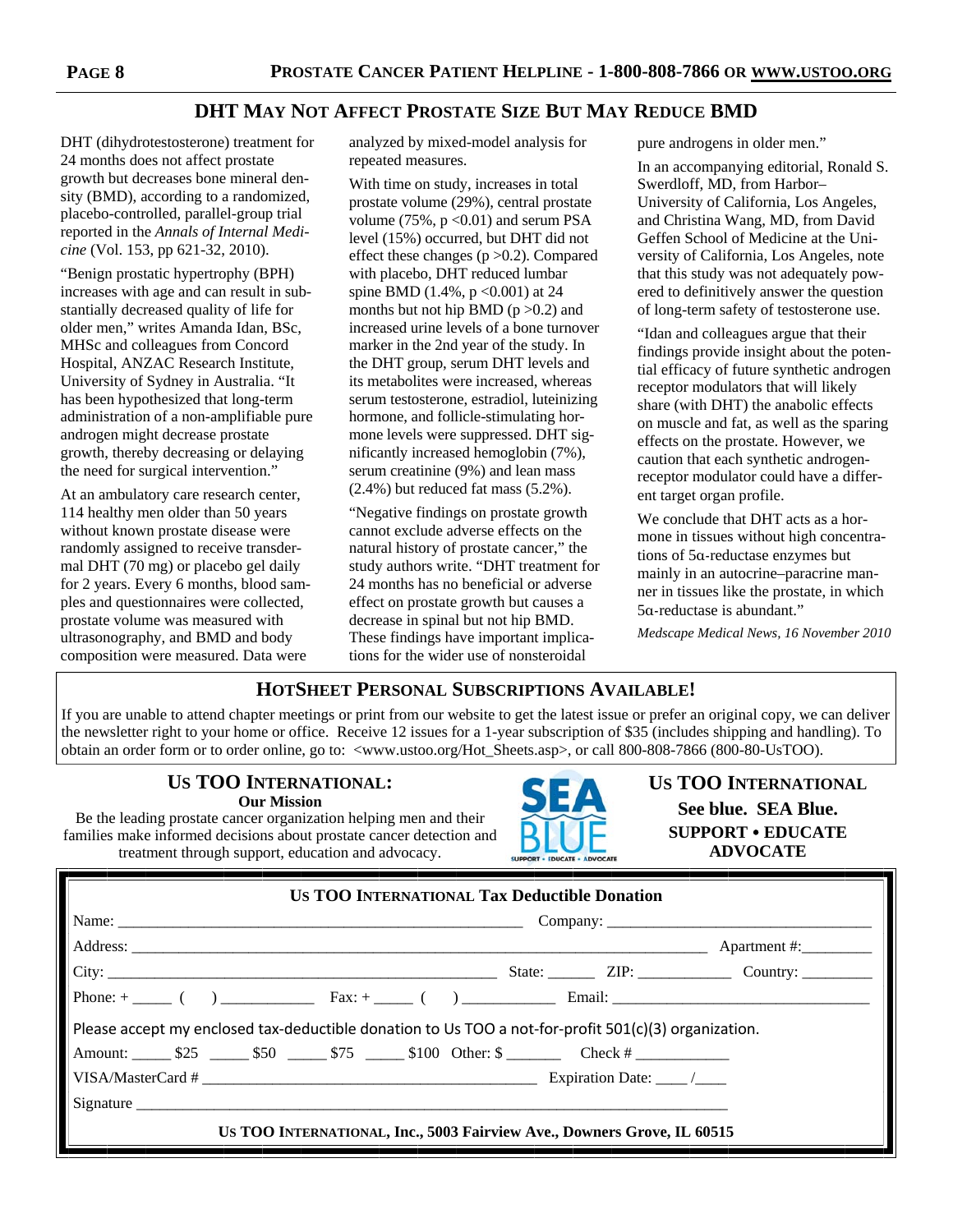## DHT May Not Affect Prostate Size But May Reduce BMD

DHT (dihydrotestosterone) treatment for 24 months does not affect prostate growth but decreases bone mineral density (BMD), according to a randomized, placebo-controlled, parallel-group trial reported in the *Annals of Internal Medicine* (Vol. 153, pp 621-32, 2010).

"Benign prostatic hypertrophy (BPH) increases with age and can result in substantially decreased quality of life for older men," writes Amanda Idan, BSc, MHSc and colleagues from Concord Hospital, ANZAC Research Institute, University of Sydney in Australia. "It has been hypothesized that long-term administration of a non-amplifiable pure androgen might decrease prostate growth, thereby decreasing or delaying the need for surgical intervention."

At an ambulatory care research center, 114 healthy men older than 50 years without known prostate disease were randomly assigned to receive transdermal DHT (70 mg) or placebo gel daily for 2 years. Every 6 months, blood samples and questionnaires were collected, prostate volume was measured with ultrasonography, and BMD and body composition were measured. Data were analyzed by mixed-model analysis for repeated measures.

With time on study, increases in total prostate volume (29%), central prostate volume (75%, $p < 0.01$) and serum PSA level (15%) occurred, but DHT did not effect these changes ($p > 0.2$). Compared with placebo, DHT reduced lumbar spine BMD (1.4%, $p < 0.001$) at 24 months but not hip BMD ($p > 0.2$) and increased urine levels of a bone turnover marker in the 2nd year of the study. In the DHT group, serum DHT levels and its metabolites were increased, whereas serum testosterone, estradiol, luteinizing hormone, and follicle-stimulating hormone levels were suppressed. DHT significantly increased hemoglobin (7%), serum creatinine (9%) and lean mass (2.4%) but reduced fat mass (5.2%).

"Negative findings on prostate growth cannot exclude adverse effects on the natural history of prostate cancer," the study authors write. "DHT treatment for 24 months has no beneficial or adverse effect on prostate growth but causes a decrease in spinal but not hip BMD. These findings have important implications for the wider use of nonsteroidal pure androgens in older men."

In an accompanying editorial, Ronald S. Swerdloff, MD, from Harbor–University of California, Los Angeles, and Christina Wang, MD, from David Geffen School of Medicine at the University of California, Los Angeles, note that this study was not adequately powered to definitively answer the question of long-term safety of testosterone use.

"Idan and colleagues argue that their findings provide insight about the potential efficacy of future synthetic androgen receptor modulators that will likely share (with DHT) the anabolic effects on muscle and fat, as well as the sparing effects on the prostate. However, we caution that each synthetic androgen-receptor modulator could have a different target organ profile.

We conclude that DHT acts as a hormone in tissues without high concentrations of 5α-reductase enzymes but mainly in an autocrine–paracrine manner in tissues like the prostate, in which 5α-reductase is abundant."

*Medscape Medical News, 16 November 2010*

## HotSheet Personal Subscriptions Available!

If you are unable to attend chapter meetings or print from our website to get the latest issue or prefer an original copy, we can deliver the newsletter right to your home or office. Receive 12 issues for a 1-year subscription of $35 (includes shipping and handling). To obtain an order form or to order online, go to: <www.ustoo.org/Hot_Sheets.asp>, or call 800-808-7866 (800-80-UsTOO).

### Us TOO International: Our Mission

Be the leading prostate cancer organization helping men and their families make informed decisions about prostate cancer detection and treatment through support, education and advocacy.

SEA BLUE — SUPPORT • EDUCATE • ADVOCATE

### Us TOO International

**See blue. SEA Blue.**

**SUPPORT • EDUCATE ADVOCATE**

### Us TOO International Tax Deductible Donation

Name: ______________________ Company: ______________________

Address: ______________________ Apartment #: ________

City: ______________________ State: ______ ZIP: __________ Country: ________

Phone: + _____ ( ) __________ Fax: + _____ ( ) __________ Email: ______________________

Please accept my enclosed tax-deductible donation to Us TOO a not-for-profit 501(c)(3) organization.

Amount: _____ $25 _____ $50 _____ $75 _____ $100 Other: $ _______ Check # ___________

VISA/MasterCard # ______________________ Expiration Date: ____ /____

Signature ______________________

**Us TOO International, Inc., 5003 Fairview Ave., Downers Grove, IL 60515**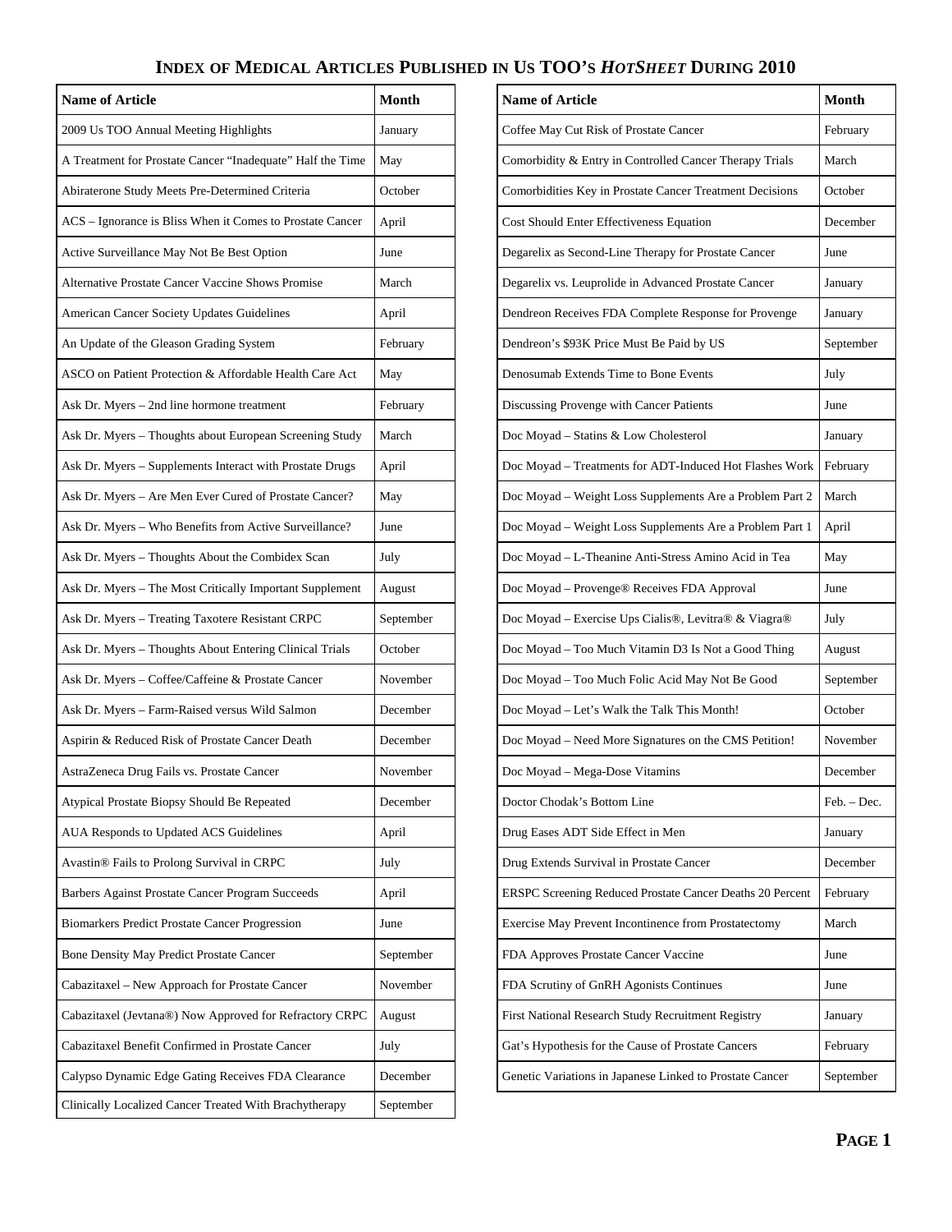# INDEX OF MEDICAL ARTICLES PUBLISHED IN US TOO'S *HOTSHEET* DURING 2010

| Name of Article | Month |
|---|---|
| 2009 Us TOO Annual Meeting Highlights | January |
| A Treatment for Prostate Cancer "Inadequate" Half the Time | May |
| Abiraterone Study Meets Pre-Determined Criteria | October |
| ACS – Ignorance is Bliss When it Comes to Prostate Cancer | April |
| Active Surveillance May Not Be Best Option | June |
| Alternative Prostate Cancer Vaccine Shows Promise | March |
| American Cancer Society Updates Guidelines | April |
| An Update of the Gleason Grading System | February |
| ASCO on Patient Protection & Affordable Health Care Act | May |
| Ask Dr. Myers – 2nd line hormone treatment | February |
| Ask Dr. Myers – Thoughts about European Screening Study | March |
| Ask Dr. Myers – Supplements Interact with Prostate Drugs | April |
| Ask Dr. Myers – Are Men Ever Cured of Prostate Cancer? | May |
| Ask Dr. Myers – Who Benefits from Active Surveillance? | June |
| Ask Dr. Myers – Thoughts About the Combidex Scan | July |
| Ask Dr. Myers – The Most Critically Important Supplement | August |
| Ask Dr. Myers – Treating Taxotere Resistant CRPC | September |
| Ask Dr. Myers – Thoughts About Entering Clinical Trials | October |
| Ask Dr. Myers – Coffee/Caffeine & Prostate Cancer | November |
| Ask Dr. Myers – Farm-Raised versus Wild Salmon | December |
| Aspirin & Reduced Risk of Prostate Cancer Death | December |
| AstraZeneca Drug Fails vs. Prostate Cancer | November |
| Atypical Prostate Biopsy Should Be Repeated | December |
| AUA Responds to Updated ACS Guidelines | April |
| Avastin® Fails to Prolong Survival in CRPC | July |
| Barbers Against Prostate Cancer Program Succeeds | April |
| Biomarkers Predict Prostate Cancer Progression | June |
| Bone Density May Predict Prostate Cancer | September |
| Cabazitaxel – New Approach for Prostate Cancer | November |
| Cabazitaxel (Jevtana®) Now Approved for Refractory CRPC | August |
| Cabazitaxel Benefit Confirmed in Prostate Cancer | July |
| Calypso Dynamic Edge Gating Receives FDA Clearance | December |
| Clinically Localized Cancer Treated With Brachytherapy | September |
| Coffee May Cut Risk of Prostate Cancer | February |
| Comorbidity & Entry in Controlled Cancer Therapy Trials | March |
| Comorbidities Key in Prostate Cancer Treatment Decisions | October |
| Cost Should Enter Effectiveness Equation | December |
| Degarelix as Second-Line Therapy for Prostate Cancer | June |
| Degarelix vs. Leuprolide in Advanced Prostate Cancer | January |
| Dendreon Receives FDA Complete Response for Provenge | January |
| Dendreon's $93K Price Must Be Paid by US | September |
| Denosumab Extends Time to Bone Events | July |
| Discussing Provenge with Cancer Patients | June |
| Doc Moyad – Statins & Low Cholesterol | January |
| Doc Moyad – Treatments for ADT-Induced Hot Flashes Work | February |
| Doc Moyad – Weight Loss Supplements Are a Problem Part 2 | March |
| Doc Moyad – Weight Loss Supplements Are a Problem Part 1 | April |
| Doc Moyad – L-Theanine Anti-Stress Amino Acid in Tea | May |
| Doc Moyad – Provenge® Receives FDA Approval | June |
| Doc Moyad – Exercise Ups Cialis®, Levitra® & Viagra® | July |
| Doc Moyad – Too Much Vitamin D3 Is Not a Good Thing | August |
| Doc Moyad – Too Much Folic Acid May Not Be Good | September |
| Doc Moyad – Let's Walk the Talk This Month! | October |
| Doc Moyad – Need More Signatures on the CMS Petition! | November |
| Doc Moyad – Mega-Dose Vitamins | December |
| Doctor Chodak's Bottom Line | Feb. – Dec. |
| Drug Eases ADT Side Effect in Men | January |
| Drug Extends Survival in Prostate Cancer | December |
| ERSPC Screening Reduced Prostate Cancer Deaths 20 Percent | February |
| Exercise May Prevent Incontinence from Prostatectomy | March |
| FDA Approves Prostate Cancer Vaccine | June |
| FDA Scrutiny of GnRH Agonists Continues | June |
| First National Research Study Recruitment Registry | January |
| Gat's Hypothesis for the Cause of Prostate Cancers | February |
| Genetic Variations in Japanese Linked to Prostate Cancer | September |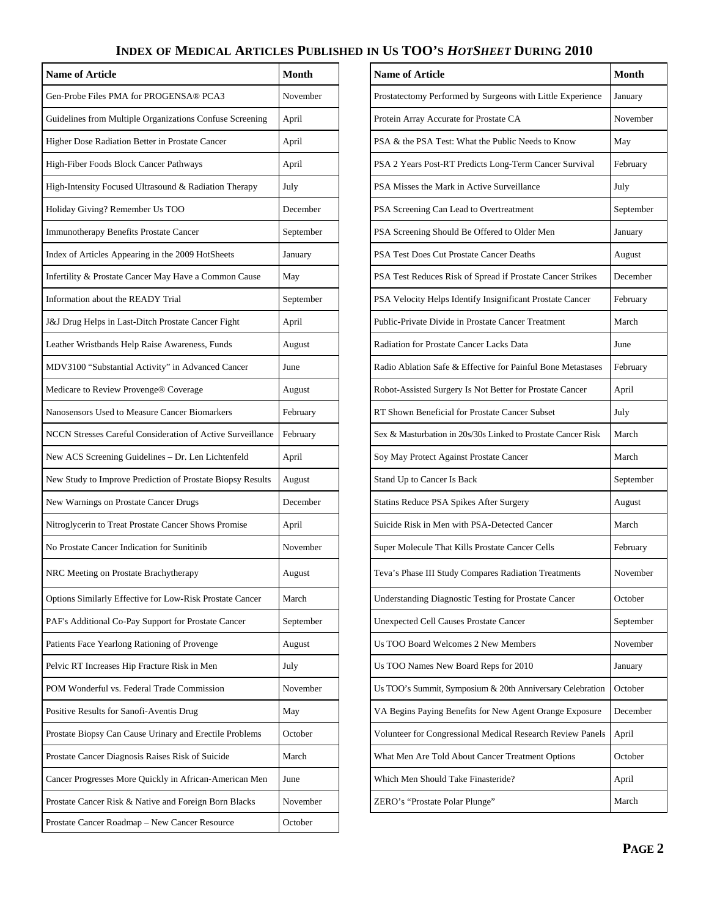# INDEX OF MEDICAL ARTICLES PUBLISHED IN US TOO'S *HOTSHEET* DURING 2010

| Name of Article | Month |
|---|---|
| Gen-Probe Files PMA for PROGENSA® PCA3 | November |
| Guidelines from Multiple Organizations Confuse Screening | April |
| Higher Dose Radiation Better in Prostate Cancer | April |
| High-Fiber Foods Block Cancer Pathways | April |
| High-Intensity Focused Ultrasound & Radiation Therapy | July |
| Holiday Giving? Remember Us TOO | December |
| Immunotherapy Benefits Prostate Cancer | September |
| Index of Articles Appearing in the 2009 HotSheets | January |
| Infertility & Prostate Cancer May Have a Common Cause | May |
| Information about the READY Trial | September |
| J&J Drug Helps in Last-Ditch Prostate Cancer Fight | April |
| Leather Wristbands Help Raise Awareness, Funds | August |
| MDV3100 "Substantial Activity" in Advanced Cancer | June |
| Medicare to Review Provenge® Coverage | August |
| Nanosensors Used to Measure Cancer Biomarkers | February |
| NCCN Stresses Careful Consideration of Active Surveillance | February |
| New ACS Screening Guidelines – Dr. Len Lichtenfeld | April |
| New Study to Improve Prediction of Prostate Biopsy Results | August |
| New Warnings on Prostate Cancer Drugs | December |
| Nitroglycerin to Treat Prostate Cancer Shows Promise | April |
| No Prostate Cancer Indication for Sunitinib | November |
| NRC Meeting on Prostate Brachytherapy | August |
| Options Similarly Effective for Low-Risk Prostate Cancer | March |
| PAF's Additional Co-Pay Support for Prostate Cancer | September |
| Patients Face Yearlong Rationing of Provenge | August |
| Pelvic RT Increases Hip Fracture Risk in Men | July |
| POM Wonderful vs. Federal Trade Commission | November |
| Positive Results for Sanofi-Aventis Drug | May |
| Prostate Biopsy Can Cause Urinary and Erectile Problems | October |
| Prostate Cancer Diagnosis Raises Risk of Suicide | March |
| Cancer Progresses More Quickly in African-American Men | June |
| Prostate Cancer Risk & Native and Foreign Born Blacks | November |
| Prostate Cancer Roadmap – New Cancer Resource | October |

| Name of Article | Month |
|---|---|
| Prostatectomy Performed by Surgeons with Little Experience | January |
| Protein Array Accurate for Prostate CA | November |
| PSA & the PSA Test: What the Public Needs to Know | May |
| PSA 2 Years Post-RT Predicts Long-Term Cancer Survival | February |
| PSA Misses the Mark in Active Surveillance | July |
| PSA Screening Can Lead to Overtreatment | September |
| PSA Screening Should Be Offered to Older Men | January |
| PSA Test Does Cut Prostate Cancer Deaths | August |
| PSA Test Reduces Risk of Spread if Prostate Cancer Strikes | December |
| PSA Velocity Helps Identify Insignificant Prostate Cancer | February |
| Public-Private Divide in Prostate Cancer Treatment | March |
| Radiation for Prostate Cancer Lacks Data | June |
| Radio Ablation Safe & Effective for Painful Bone Metastases | February |
| Robot-Assisted Surgery Is Not Better for Prostate Cancer | April |
| RT Shown Beneficial for Prostate Cancer Subset | July |
| Sex & Masturbation in 20s/30s Linked to Prostate Cancer Risk | March |
| Soy May Protect Against Prostate Cancer | March |
| Stand Up to Cancer Is Back | September |
| Statins Reduce PSA Spikes After Surgery | August |
| Suicide Risk in Men with PSA-Detected Cancer | March |
| Super Molecule That Kills Prostate Cancer Cells | February |
| Teva's Phase III Study Compares Radiation Treatments | November |
| Understanding Diagnostic Testing for Prostate Cancer | October |
| Unexpected Cell Causes Prostate Cancer | September |
| Us TOO Board Welcomes 2 New Members | November |
| Us TOO Names New Board Reps for 2010 | January |
| Us TOO's Summit, Symposium & 20th Anniversary Celebration | October |
| VA Begins Paying Benefits for New Agent Orange Exposure | December |
| Volunteer for Congressional Medical Research Review Panels | April |
| What Men Are Told About Cancer Treatment Options | October |
| Which Men Should Take Finasteride? | April |
| ZERO's "Prostate Polar Plunge" | March |